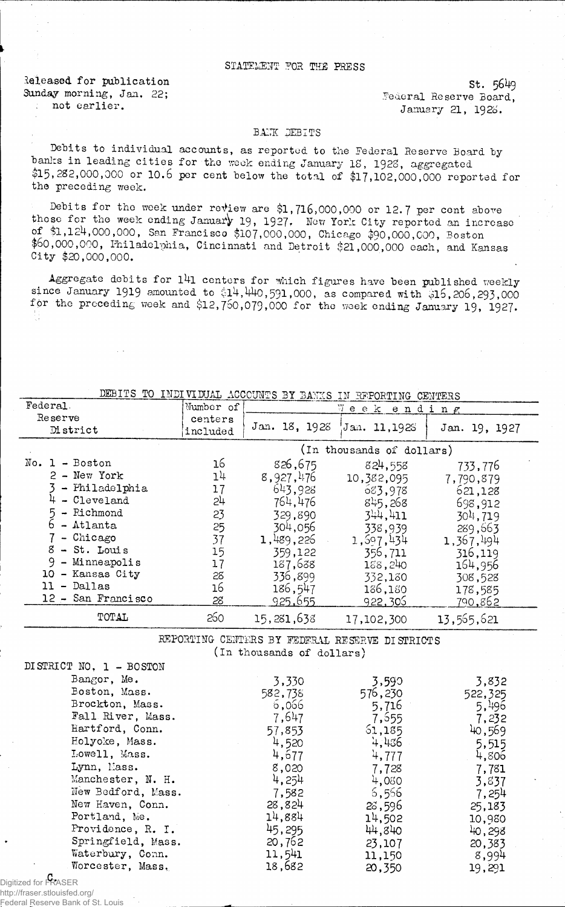STATEMENT FOR THE PRESS

Released for publication
Sunday morning, Jan. 22;
not earlier.

St. 5649
Federal Reserve Board,
January 21, 1928.

## BANK DEBITS

Debits to individual accounts, as reported to the Federal Reserve Board by banks in leading cities for the week ending January 18, 1928, aggregated $15,282,000,000 or 10.6 per cent below the total of $17,102,000,000 reported for the preceding week.

Debits for the week under review are $1,716,000,000 or 12.7 per cent above those for the week ending January 19, 1927. New York City reported an increase of $1,124,000,000, San Francisco $107,000,000, Chicago $90,000,000, Boston $60,000,000, Philadelphia, Cincinnati and Detroit $21,000,000 each, and Kansas City $20,000,000.

Aggregate debits for 141 centers for which figures have been published weekly since January 1919 amounted to $14,440,591,000, as compared with $16,206,293,000 for the preceding week and $12,760,079,000 for the week ending January 19, 1927.

DEBITS TO INDIVIDUAL ACCOUNTS BY BANKS IN REPORTING CENTERS

| Federal Reserve District | Number of centers included | Week ending Jan. 18, 1928 | Jan. 11, 1928 | Jan. 19, 1927 |
|---|---|---|---|---|
| | | (In thousands of dollars) | | |
| No. 1 - Boston | 16 | 826,675 | 824,558 | 733,776 |
| 2 - New York | 14 | 8,927,476 | 10,382,095 | 7,790,879 |
| 3 - Philadelphia | 17 | 643,928 | 683,978 | 621,128 |
| 4 - Cleveland | 24 | 764,476 | 845,268 | 698,912 |
| 5 - Richmond | 23 | 329,890 | 344,411 | 304,719 |
| 6 - Atlanta | 25 | 304,056 | 338,939 | 289,663 |
| 7 - Chicago | 37 | 1,489,226 | 1,697,434 | 1,367,494 |
| 8 - St. Louis | 15 | 359,122 | 356,711 | 316,119 |
| 9 - Minneapolis | 17 | 187,688 | 188,240 | 164,956 |
| 10 - Kansas City | 28 | 336,899 | 332,180 | 308,528 |
| 11 - Dallas | 16 | 186,547 | 186,180 | 178,585 |
| 12 - San Francisco | 28 | 925,655 | 922,306 | 790,862 |
| TOTAL | 260 | 15,281,638 | 17,102,300 | 13,565,621 |

REPORTING CENTERS BY FEDERAL RESERVE DISTRICTS
(In thousands of dollars)

| DISTRICT NO. 1 - BOSTON | Jan. 18, 1928 | Jan. 11, 1928 | Jan. 19, 1927 |
|---|---|---|---|
| Bangor, Me. | 3,330 | 3,590 | 3,832 |
| Boston, Mass. | 582,738 | 576,230 | 522,325 |
| Brockton, Mass. | 6,066 | 5,716 | 5,496 |
| Fall River, Mass. | 7,647 | 7,655 | 7,232 |
| Hartford, Conn. | 57,853 | 61,185 | 40,569 |
| Holyoke, Mass. | 4,520 | 4,486 | 5,515 |
| Lowell, Mass. | 4,677 | 4,777 | 4,806 |
| Lynn, Mass. | 8,020 | 7,728 | 7,781 |
| Manchester, N. H. | 4,254 | 4,080 | 3,837 |
| New Bedford, Mass. | 7,582 | 6,566 | 7,254 |
| New Haven, Conn. | 28,824 | 28,596 | 25,183 |
| Portland, Me. | 14,884 | 14,502 | 10,980 |
| Providence, R. I. | 45,295 | 44,840 | 40,298 |
| Springfield, Mass. | 20,762 | 23,107 | 20,383 |
| Waterbury, Conn. | 11,541 | 11,150 | 8,994 |
| Worcester, Mass. | 18,682 | 20,350 | 19,291 |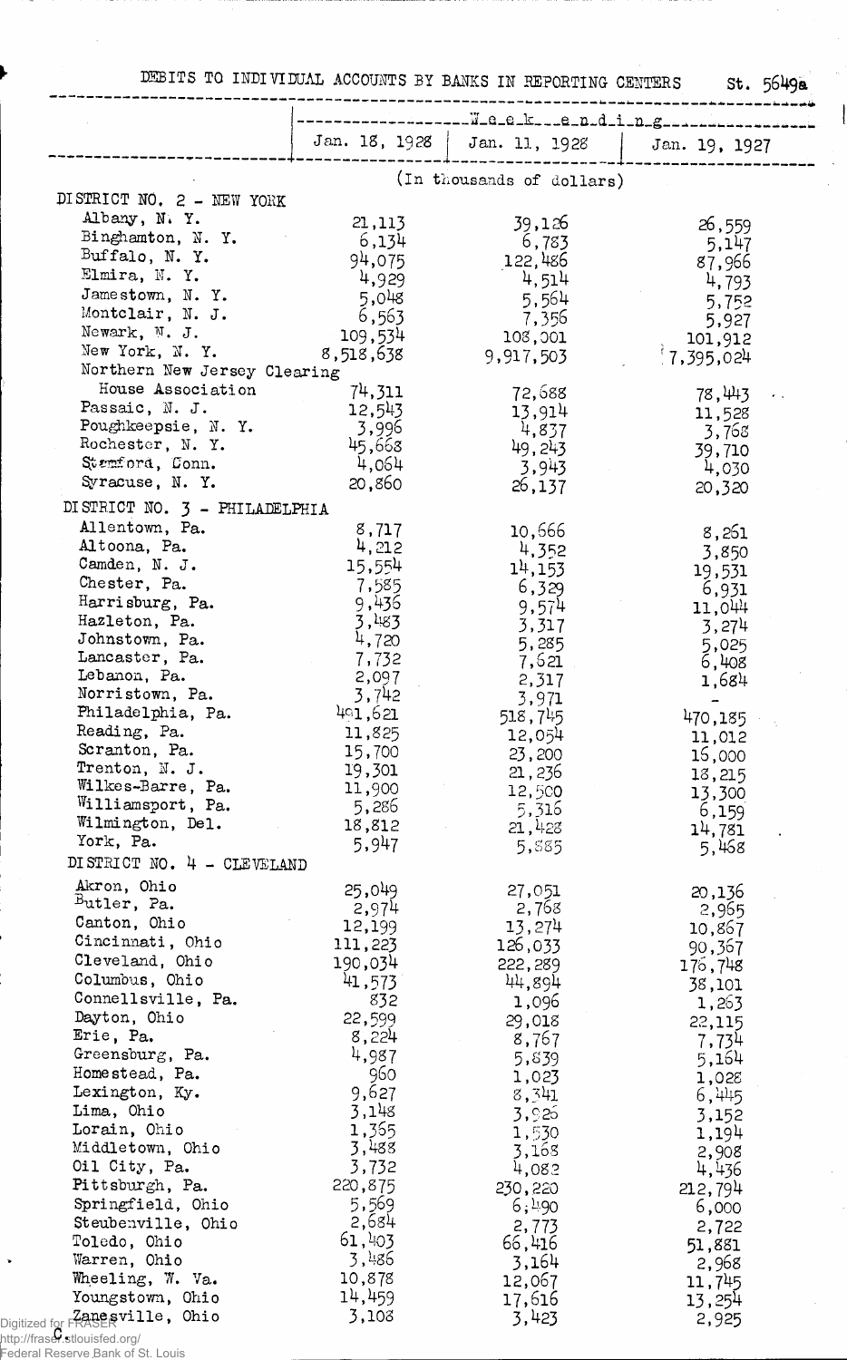DEBITS TO INDIVIDUAL ACCOUNTS BY BANKS IN REPORTING CENTERS St. 5649a

| | Week ending | | |
|---|---|---|---|
| | Jan. 18, 1928 | Jan. 11, 1928 | Jan. 19, 1927 |
| | (In thousands of dollars) | | |
| **DISTRICT NO. 2 - NEW YORK** | | | |
| Albany, N. Y. | 21,113 | 39,126 | 26,559 |
| Binghamton, N. Y. | 6,134 | 6,783 | 5,147 |
| Buffalo, N. Y. | 94,075 | 122,486 | 87,966 |
| Elmira, N. Y. | 4,929 | 4,514 | 4,793 |
| Jamestown, N. Y. | 5,048 | 5,564 | 5,752 |
| Montclair, N. J. | 6,563 | 7,356 | 5,927 |
| Newark, N. J. | 109,534 | 108,001 | 101,912 |
| New York, N. Y. | 8,518,638 | 9,917,503 | 7,395,024 |
| Northern New Jersey Clearing House Association | 74,311 | 72,688 | 78,443 |
| Passaic, N. J. | 12,543 | 13,914 | 11,528 |
| Poughkeepsie, N. Y. | 3,996 | 4,837 | 3,768 |
| Rochester, N. Y. | 45,668 | 49,243 | 39,710 |
| Stamford, Conn. | 4,064 | 3,943 | 4,030 |
| Syracuse, N. Y. | 20,860 | 26,137 | 20,320 |
| **DISTRICT NO. 3 - PHILADELPHIA** | | | |
| Allentown, Pa. | 8,717 | 10,666 | 8,261 |
| Altoona, Pa. | 4,212 | 4,352 | 3,850 |
| Camden, N. J. | 15,554 | 14,153 | 19,531 |
| Chester, Pa. | 7,585 | 6,329 | 6,931 |
| Harrisburg, Pa. | 9,436 | 9,574 | 11,044 |
| Hazleton, Pa. | 3,483 | 3,317 | 3,274 |
| Johnstown, Pa. | 4,720 | 5,285 | 5,025 |
| Lancaster, Pa. | 7,732 | 7,621 | 6,408 |
| Lebanon, Pa. | 2,097 | 2,317 | 1,684 |
| Norristown, Pa. | 3,742 | 3,971 | - |
| Philadelphia, Pa. | 491,621 | 518,745 | 470,185 |
| Reading, Pa. | 11,825 | 12,054 | 11,012 |
| Scranton, Pa. | 15,700 | 23,200 | 16,000 |
| Trenton, N. J. | 19,301 | 21,236 | 18,215 |
| Wilkes-Barre, Pa. | 11,900 | 12,500 | 13,300 |
| Williamsport, Pa. | 5,286 | 5,316 | 6,159 |
| Wilmington, Del. | 18,812 | 21,428 | 14,781 |
| York, Pa. | 5,947 | 5,885 | 5,468 |
| **DISTRICT NO. 4 - CLEVELAND** | | | |
| Akron, Ohio | 25,049 | 27,051 | 20,136 |
| Butler, Pa. | 2,974 | 2,768 | 2,965 |
| Canton, Ohio | 12,199 | 13,274 | 10,867 |
| Cincinnati, Ohio | 111,223 | 126,033 | 90,367 |
| Cleveland, Ohio | 190,034 | 222,289 | 176,748 |
| Columbus, Ohio | 41,573 | 44,894 | 38,101 |
| Connellsville, Pa. | 832 | 1,096 | 1,263 |
| Dayton, Ohio | 22,599 | 29,018 | 22,115 |
| Erie, Pa. | 8,224 | 8,767 | 7,734 |
| Greensburg, Pa. | 4,987 | 5,839 | 5,164 |
| Homestead, Pa. | 960 | 1,023 | 1,028 |
| Lexington, Ky. | 9,627 | 8,341 | 6,445 |
| Lima, Ohio | 3,148 | 3,926 | 3,152 |
| Lorain, Ohio | 1,365 | 1,530 | 1,194 |
| Middletown, Ohio | 3,488 | 3,168 | 2,908 |
| Oil City, Pa. | 3,732 | 4,082 | 4,436 |
| Pittsburgh, Pa. | 220,875 | 230,220 | 212,794 |
| Springfield, Ohio | 5,569 | 6,490 | 6,000 |
| Steubenville, Ohio | 2,684 | 2,773 | 2,722 |
| Toledo, Ohio | 61,403 | 66,416 | 51,881 |
| Warren, Ohio | 3,486 | 3,164 | 2,968 |
| Wheeling, W. Va. | 10,878 | 12,067 | 11,745 |
| Youngstown, Ohio | 14,459 | 17,616 | 13,254 |
| Zanesville, Ohio | 3,108 | 3,423 | 2,925 |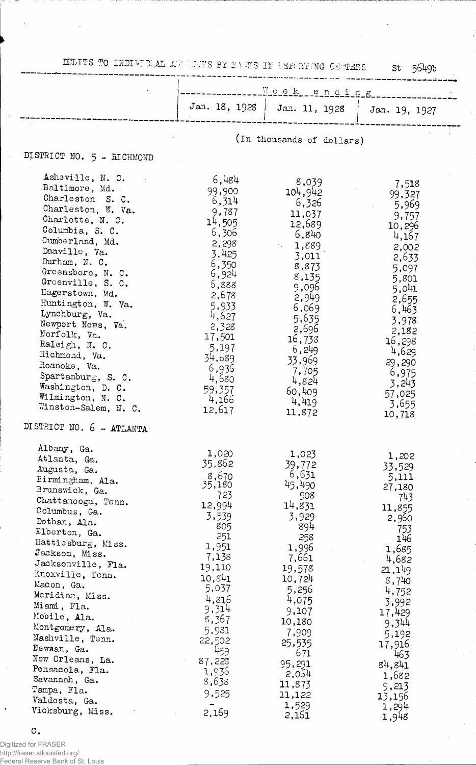DEBITS TO INDIVIDUAL ACCOUNTS BY BANKS IN REPORTING CENTERS St 5649b

| | Week ending | | |
|---|---|---|---|
| | Jan. 18, 1928 | Jan. 11, 1928 | Jan. 19, 1927 |
| | (In thousands of dollars) | | |
| **DISTRICT NO. 5 - RICHMOND** | | | |
| Asheville, N. C. | 6,484 | 8,039 | 7,518 |
| Baltimore, Md. | 99,900 | 104,942 | 99,327 |
| Charleston S. C. | 6,314 | 6,326 | 5,969 |
| Charleston, W. Va. | 9,787 | 11,037 | 9,757 |
| Charlotte, N. C. | 14,505 | 12,689 | 10,296 |
| Columbia, S. C. | 6,306 | 6,840 | 4,167 |
| Cumberland, Md. | 2,298 | 1,889 | 2,002 |
| Danville, Va. | 3,425 | 3,011 | 2,633 |
| Durham, N. C. | 6,350 | 8,873 | 5,097 |
| Greensboro, N. C. | 6,924 | 8,135 | 5,801 |
| Greenville, S. C. | 6,888 | 9,096 | 5,041 |
| Hagerstown, Md. | 2,678 | 2,949 | 2,655 |
| Huntington, W. Va. | 5,933 | 6,069 | 6,463 |
| Lynchburg, Va. | 4,627 | 5,635 | 3,978 |
| Newport News, Va. | 2,328 | 2,696 | 2,182 |
| Norfolk, Va. | 17,501 | 16,738 | 16,298 |
| Raleigh, N. C. | 5,197 | 6,249 | 4,629 |
| Richmond, Va. | 34,689 | 33,969 | 29,290 |
| Roanoke, Va. | 6,936 | 7,705 | 6,975 |
| Spartanburg, S. C. | 4,680 | 4,824 | 3,243 |
| Washington, D. C. | 59,357 | 60,409 | 57,025 |
| Wilmington, N. C. | 4,166 | 4,419 | 3,655 |
| Winston-Salem, N. C. | 12,617 | 11,872 | 10,718 |
| **DISTRICT NO. 6 - ATLANTA** | | | |
| Albany, Ga. | 1,020 | 1,023 | 1,202 |
| Atlanta, Ga. | 35,862 | 39,772 | 33,529 |
| Augusta, Ga. | 8,670 | 6,631 | 5,111 |
| Birmingham, Ala. | 35,180 | 45,490 | 27,180 |
| Brunswick, Ga. | 723 | 908 | 743 |
| Chattanooga, Tenn. | 12,994 | 14,831 | 11,855 |
| Columbus, Ga. | 3,539 | 3,929 | 2,960 |
| Dothan, Ala. | 805 | 894 | 753 |
| Elberton, Ga. | 251 | 258 | 146 |
| Hattiesburg, Miss. | 1,951 | 1,996 | 1,685 |
| Jackson, Miss. | 7,138 | 7,661 | 4,682 |
| Jacksonville, Fla. | 19,110 | 19,578 | 21,149 |
| Knoxville, Tenn. | 10,841 | 10,724 | 8,740 |
| Macon, Ga. | 5,037 | 5,256 | 4,752 |
| Meridian, Miss. | 4,816 | 4,075 | 3,992 |
| Miami, Fla. | 9,314 | 9,107 | 17,429 |
| Mobile, Ala. | 8,367 | 10,180 | 9,344 |
| Montgomery, Ala. | 5,981 | 7,909 | 5,192 |
| Nashville, Tenn. | 22,502 | 25,535 | 17,916 |
| Newnan, Ga. | 459 | 671 | 463 |
| New Orleans, La. | 87,228 | 95,291 | 84,841 |
| Pensacola, Fla. | 1,936 | 2,054 | 1,682 |
| Savannah, Ga. | 8,638 | 11,873 | 9,213 |
| Tampa, Fla. | 9,525 | 11,122 | 13,156 |
| Valdosta, Ga. | - | 1,529 | 1,294 |
| Vicksburg, Miss. | 2,169 | 2,161 | 1,948 |

C.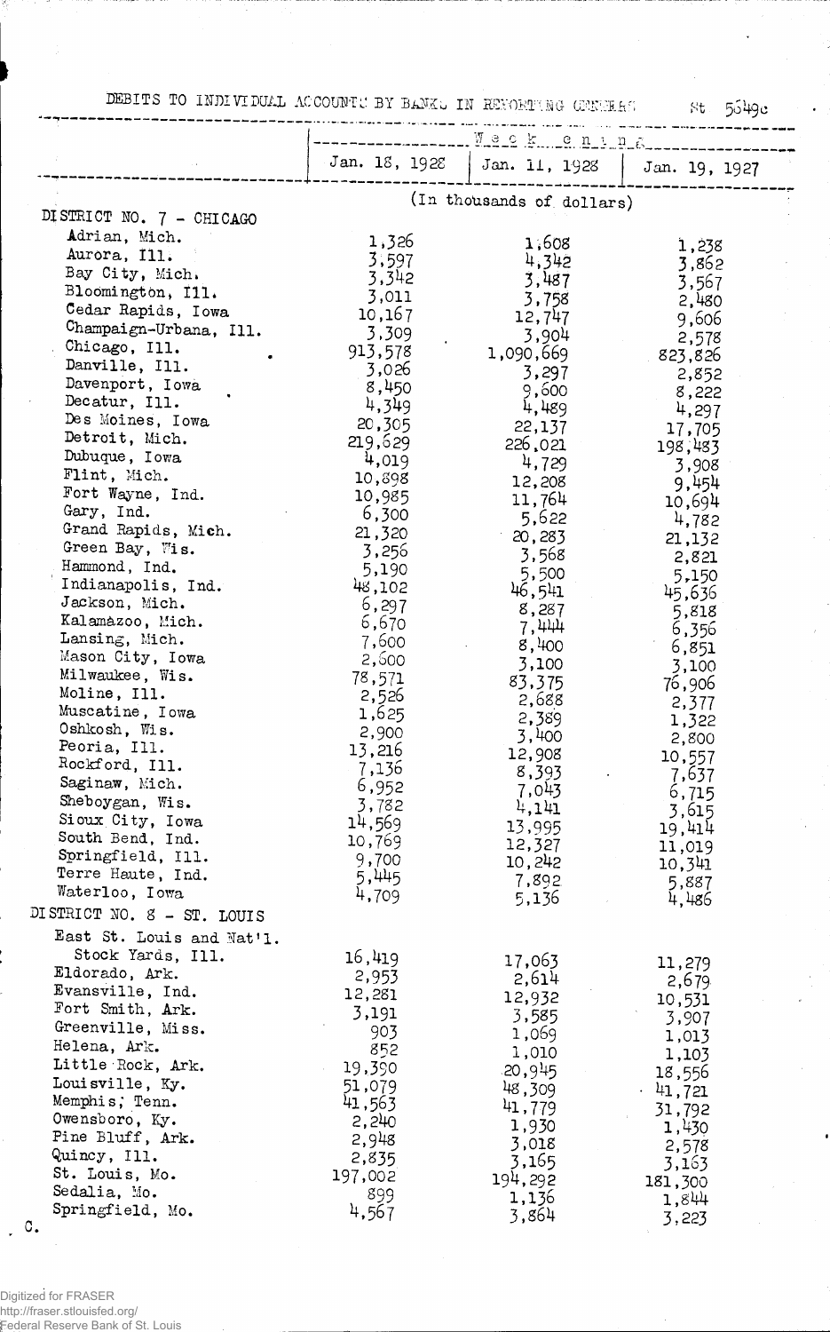DEBITS TO INDIVIDUAL ACCOUNTS BY BANKS IN REPORTING CENTERS

St 5549c

| | Week ending | | |
|---|---|---|---|
| | Jan. 18, 1928 | Jan. 11, 1928 | Jan. 19, 1927 |
| | (In thousands of dollars) | | |
| DISTRICT NO. 7 - CHICAGO | | | |
| Adrian, Mich. | 1,326 | 1,608 | 1,238 |
| Aurora, Ill. | 3,597 | 4,342 | 3,862 |
| Bay City, Mich. | 3,342 | 3,487 | 3,567 |
| Bloomington, Ill. | 3,011 | 3,758 | 2,480 |
| Cedar Rapids, Iowa | 10,167 | 12,747 | 9,606 |
| Champaign-Urbana, Ill. | 3,309 | 3,904 | 2,578 |
| Chicago, Ill. | 913,578 | 1,090,669 | 823,826 |
| Danville, Ill. | 3,026 | 3,297 | 2,852 |
| Davenport, Iowa | 8,450 | 9,600 | 8,222 |
| Decatur, Ill. | 4,349 | 4,489 | 4,297 |
| Des Moines, Iowa | 20,305 | 22,137 | 17,705 |
| Detroit, Mich. | 219,629 | 226,021 | 198,483 |
| Dubuque, Iowa | 4,019 | 4,729 | 3,908 |
| Flint, Mich. | 10,898 | 12,208 | 9,454 |
| Fort Wayne, Ind. | 10,985 | 11,764 | 10,694 |
| Gary, Ind. | 6,300 | 5,622 | 4,782 |
| Grand Rapids, Mich. | 21,320 | 20,283 | 21,132 |
| Green Bay, Wis. | 3,256 | 3,568 | 2,821 |
| Hammond, Ind. | 5,190 | 5,500 | 5,150 |
| Indianapolis, Ind. | 48,102 | 46,541 | 45,636 |
| Jackson, Mich. | 6,297 | 8,287 | 5,818 |
| Kalamazoo, Mich. | 6,670 | 7,444 | 6,356 |
| Lansing, Mich. | 7,600 | 8,400 | 6,851 |
| Mason City, Iowa | 2,600 | 3,100 | 3,100 |
| Milwaukee, Wis. | 78,571 | 83,375 | 76,906 |
| Moline, Ill. | 2,526 | 2,688 | 2,377 |
| Muscatine, Iowa | 1,625 | 2,389 | 1,322 |
| Oshkosh, Wis. | 2,900 | 3,400 | 2,800 |
| Peoria, Ill. | 13,216 | 12,908 | 10,557 |
| Rockford, Ill. | 7,136 | 8,393 | 7,637 |
| Saginaw, Mich. | 6,952 | 7,043 | 6,715 |
| Sheboygan, Wis. | 3,782 | 4,141 | 3,615 |
| Sioux City, Iowa | 14,569 | 13,995 | 19,414 |
| South Bend, Ind. | 10,769 | 12,327 | 11,019 |
| Springfield, Ill. | 9,700 | 10,242 | 10,341 |
| Terre Haute, Ind. | 5,445 | 7,892 | 5,887 |
| Waterloo, Iowa | 4,709 | 5,136 | 4,486 |
| DISTRICT NO. 8 - ST. LOUIS | | | |
| East St. Louis and Nat'l. Stock Yards, Ill. | 16,419 | 17,063 | 11,279 |
| Eldorado, Ark. | 2,953 | 2,614 | 2,679 |
| Evansville, Ind. | 12,281 | 12,932 | 10,531 |
| Fort Smith, Ark. | 3,191 | 3,585 | 3,907 |
| Greenville, Miss. | 903 | 1,069 | 1,013 |
| Helena, Ark. | 852 | 1,010 | 1,103 |
| Little Rock, Ark. | 19,390 | 20,945 | 18,556 |
| Louisville, Ky. | 51,079 | 48,309 | 41,721 |
| Memphis, Tenn. | 41,563 | 41,779 | 31,792 |
| Owensboro, Ky. | 2,240 | 1,930 | 1,430 |
| Pine Bluff, Ark. | 2,948 | 3,018 | 2,578 |
| Quincy, Ill. | 2,835 | 3,165 | 3,163 |
| St. Louis, Mo. | 197,002 | 194,292 | 181,300 |
| Sedalia, Mo. | 899 | 1,136 | 1,844 |
| Springfield, Mo. | 4,567 | 3,864 | 3,223 |

C.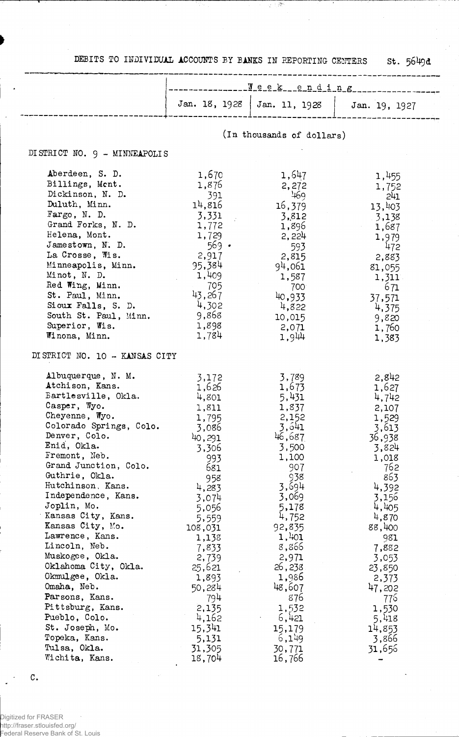DEBITS TO INDIVIDUAL ACCOUNTS BY BANKS IN REPORTING CENTERS St. 5649d

| | Week ending | | |
|---|---|---|---|
| | Jan. 18, 1928 | Jan. 11, 1928 | Jan. 19, 1927 |
| | (In thousands of dollars) | | |
| **DISTRICT NO. 9 - MINNEAPOLIS** | | | |
| Aberdeen, S. D. | 1,670 | 1,647 | 1,455 |
| Billings, Mont. | 1,876 | 2,272 | 1,752 |
| Dickinson, N. D. | 391 | 469 | 241 |
| Duluth, Minn. | 14,816 | 16,379 | 13,403 |
| Fargo, N. D. | 3,331 | 3,812 | 3,138 |
| Grand Forks, N. D. | 1,772 | 1,896 | 1,687 |
| Helena, Mont. | 1,729 | 2,224 | 1,979 |
| Jamestown, N. D. | 569 | 593 | 472 |
| La Crosse, Wis. | 2,917 | 2,815 | 2,883 |
| Minneapolis, Minn. | 95,384 | 94,061 | 81,055 |
| Minot, N. D. | 1,409 | 1,587 | 1,311 |
| Red Wing, Minn. | 705 | 700 | 671 |
| St. Paul, Minn. | 43,267 | 40,933 | 37,571 |
| Sioux Falls, S. D. | 4,302 | 4,822 | 4,375 |
| South St. Paul, Minn. | 9,868 | 10,015 | 9,820 |
| Superior, Wis. | 1,898 | 2,071 | 1,760 |
| Winona, Minn. | 1,784 | 1,944 | 1,383 |
| **DISTRICT NO. 10 - KANSAS CITY** | | | |
| Albuquerque, N. M. | 3,172 | 3,789 | 2,842 |
| Atchison, Kans. | 1,626 | 1,673 | 1,627 |
| Bartlesville, Okla. | 4,801 | 5,431 | 4,742 |
| Casper, Wyo. | 1,811 | 1,837 | 2,107 |
| Cheyenne, Wyo. | 1,795 | 2,152 | 1,529 |
| Colorado Springs, Colo. | 3,086 | 3,641 | 3,613 |
| Denver, Colo. | 40,291 | 46,687 | 36,938 |
| Enid, Okla. | 3,306 | 3,500 | 3,824 |
| Fremont, Neb. | 993 | 1,100 | 1,018 |
| Grand Junction, Colo. | 681 | 907 | 762 |
| Guthrie, Okla. | 958 | 938 | 863 |
| Hutchinson, Kans. | 4,283 | 3,694 | 4,392 |
| Independence, Kans. | 3,074 | 3,069 | 3,156 |
| Joplin, Mo. | 5,056 | 5,178 | 4,405 |
| Kansas City, Kans. | 5,559 | 4,752 | 4,870 |
| Kansas City, Mo. | 108,031 | 92,835 | 88,400 |
| Lawrence, Kans. | 1,138 | 1,401 | 981 |
| Lincoln, Neb. | 7,833 | 8,866 | 7,882 |
| Muskogee, Okla. | 2,739 | 2,971 | 3,053 |
| Oklahoma City, Okla. | 25,621 | 26,238 | 23,850 |
| Okmulgee, Okla. | 1,893 | 1,986 | 2,373 |
| Omaha, Neb. | 50,284 | 48,607 | 47,202 |
| Parsons, Kans. | 794 | 876 | 776 |
| Pittsburg, Kans. | 2,135 | 1,532 | 1,530 |
| Pueblo, Colo. | 4,162 | 6,421 | 5,418 |
| St. Joseph, Mo. | 15,341 | 15,179 | 14,853 |
| Topeka, Kans. | 5,131 | 6,149 | 3,866 |
| Tulsa, Okla. | 31,305 | 30,771 | 31,656 |
| Wichita, Kans. | 18,704 | 16,766 | - |

C.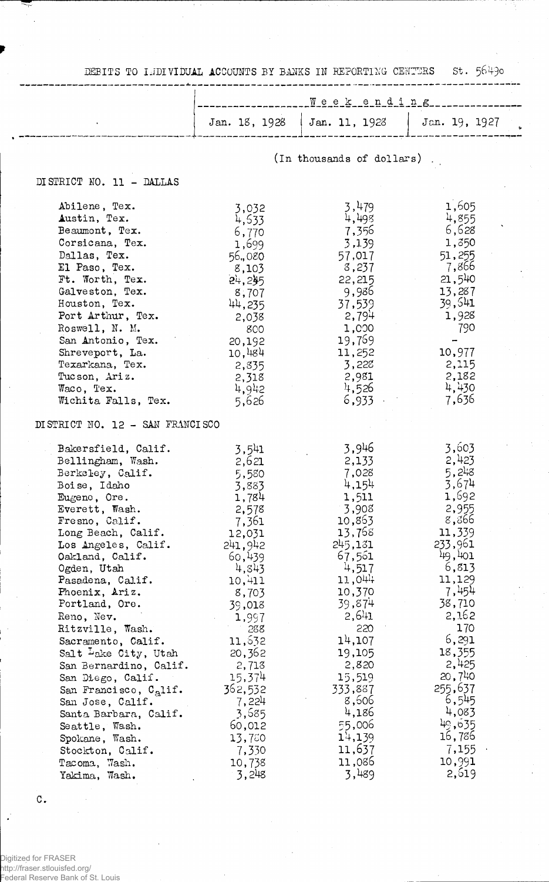DEBITS TO INDIVIDUAL ACCOUNTS BY BANKS IN REPORTING CENTERS St. 5649o

| | Week ending | | |
|---|---|---|---|
| | Jan. 18, 1928 | Jan. 11, 1928 | Jan. 19, 1927 |
| | (In thousands of dollars) | | |
| **DISTRICT NO. 11 - DALLAS** | | | |
| Abilene, Tex. | 3,032 | 3,479 | 1,605 |
| Austin, Tex. | 4,533 | 4,498 | 4,855 |
| Beaumont, Tex. | 6,770 | 7,356 | 6,628 |
| Corsicana, Tex. | 1,699 | 3,139 | 1,850 |
| Dallas, Tex. | 56,080 | 57,017 | 51,255 |
| El Paso, Tex. | 8,103 | 8,237 | 7,866 |
| Ft. Worth, Tex. | 24,245 | 22,215 | 21,540 |
| Galveston, Tex. | 8,707 | 9,986 | 13,287 |
| Houston, Tex. | 44,235 | 37,539 | 39,641 |
| Port Arthur, Tex. | 2,038 | 2,794 | 1,928 |
| Roswell, N. M. | 800 | 1,000 | 790 |
| San Antonio, Tex. | 20,192 | 19,769 | - |
| Shreveport, La. | 10,484 | 11,252 | 10,977 |
| Texarkana, Tex. | 2,835 | 3,228 | 2,115 |
| Tucson, Ariz. | 2,318 | 2,981 | 2,182 |
| Waco, Tex. | 4,942 | 4,526 | 4,430 |
| Wichita Falls, Tex. | 5,626 | 6,933 | 7,636 |
| **DISTRICT NO. 12 - SAN FRANCISCO** | | | |
| Bakersfield, Calif. | 3,541 | 3,946 | 3,603 |
| Bellingham, Wash. | 2,621 | 2,133 | 2,423 |
| Berkeley, Calif. | 5,580 | 7,028 | 5,248 |
| Boise, Idaho | 3,883 | 4,154 | 3,674 |
| Eugene, Ore. | 1,784 | 1,511 | 1,692 |
| Everett, Wash. | 2,578 | 3,908 | 2,955 |
| Fresno, Calif. | 7,361 | 10,863 | 8,866 |
| Long Beach, Calif. | 12,031 | 13,768 | 11,339 |
| Los Angeles, Calif. | 241,942 | 245,181 | 233,961 |
| Oakland, Calif. | 60,439 | 67,561 | 49,401 |
| Ogden, Utah | 4,843 | 4,517 | 6,813 |
| Pasadena, Calif. | 10,411 | 11,044 | 11,129 |
| Phoenix, Ariz. | 8,703 | 10,370 | 7,454 |
| Portland, Ore. | 39,018 | 39,874 | 38,710 |
| Reno, Nev. | 1,997 | 2,641 | 2,162 |
| Ritzville, Wash. | 288 | 220 | 170 |
| Sacramento, Calif. | 11,632 | 14,107 | 6,291 |
| Salt Lake City, Utah | 20,362 | 19,105 | 18,355 |
| San Bernardino, Calif. | 2,718 | 2,820 | 2,425 |
| San Diego, Calif. | 15,374 | 15,519 | 20,740 |
| San Francisco, Calif. | 362,532 | 333,887 | 255,637 |
| San Jose, Calif. | 7,224 | 8,606 | 6,545 |
| Santa Barbara, Calif. | 3,685 | 4,186 | 4,083 |
| Seattle, Wash. | 60,012 | 55,006 | 49,635 |
| Spokane, Wash. | 13,700 | 14,139 | 16,786 |
| Stockton, Calif. | 7,330 | 11,637 | 7,155 |
| Tacoma, Wash. | 10,738 | 11,086 | 10,991 |
| Yakima, Wash. | 3,248 | 3,489 | 2,619 |

C.